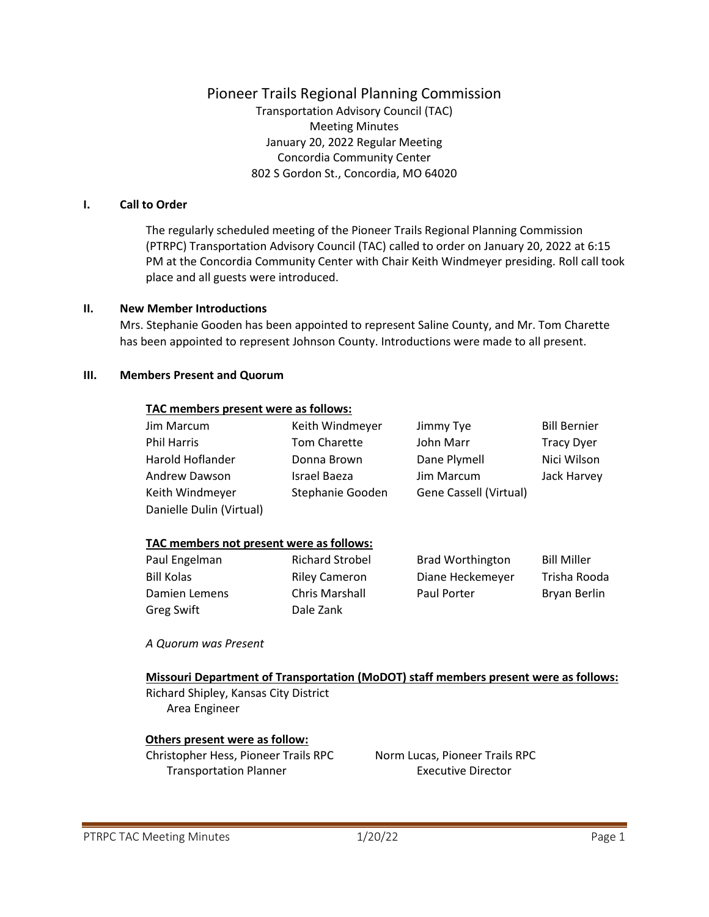# Pioneer Trails Regional Planning Commission

Transportation Advisory Council (TAC)
Meeting Minutes
January 20, 2022 Regular Meeting
Concordia Community Center
802 S Gordon St., Concordia, MO 64020

## I. Call to Order

The regularly scheduled meeting of the Pioneer Trails Regional Planning Commission (PTRPC) Transportation Advisory Council (TAC) called to order on January 20, 2022 at 6:15 PM at the Concordia Community Center with Chair Keith Windmeyer presiding. Roll call took place and all guests were introduced.

## II. New Member Introductions

Mrs. Stephanie Gooden has been appointed to represent Saline County, and Mr. Tom Charette has been appointed to represent Johnson County. Introductions were made to all present.

## III. Members Present and Quorum

**TAC members present were as follows:**

| | | | |
|---|---|---|---|
| Jim Marcum | Keith Windmeyer | Jimmy Tye | Bill Bernier |
| Phil Harris | Tom Charette | John Marr | Tracy Dyer |
| Harold Hoflander | Donna Brown | Dane Plymell | Nici Wilson |
| Andrew Dawson | Israel Baeza | Jim Marcum | Jack Harvey |
| Keith Windmeyer | Stephanie Gooden | Gene Cassell (Virtual) | |
| Danielle Dulin (Virtual) | | | |

**TAC members not present were as follows:**

| | | | |
|---|---|---|---|
| Paul Engelman | Richard Strobel | Brad Worthington | Bill Miller |
| Bill Kolas | Riley Cameron | Diane Heckemeyer | Trisha Rooda |
| Damien Lemens | Chris Marshall | Paul Porter | Bryan Berlin |
| Greg Swift | Dale Zank | | |

*A Quorum was Present*

**Missouri Department of Transportation (MoDOT) staff members present were as follows:**

Richard Shipley, Kansas City District
Area Engineer

**Others present were as follow:**

Christopher Hess, Pioneer Trails RPC
Transportation Planner

Norm Lucas, Pioneer Trails RPC
Executive Director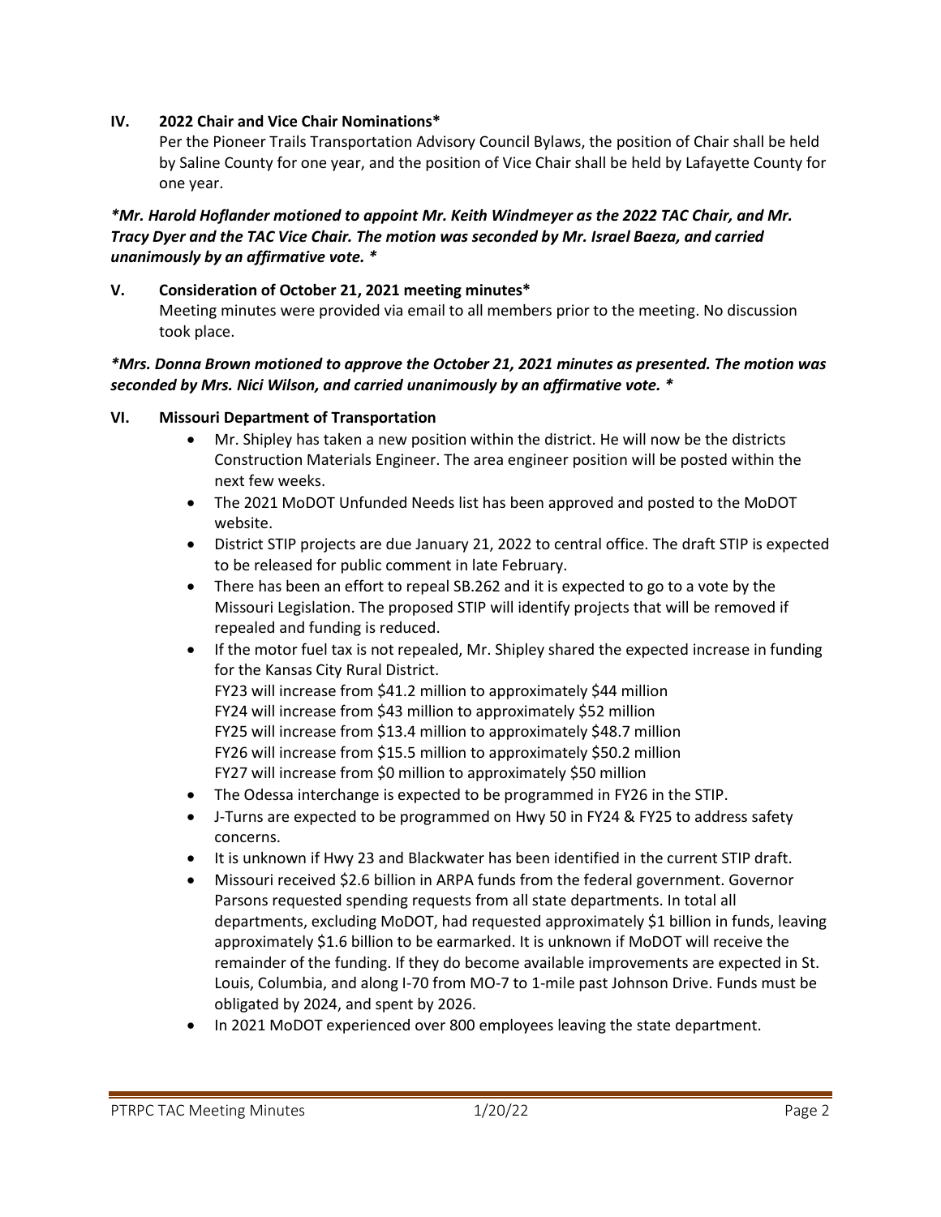## IV. 2022 Chair and Vice Chair Nominations*

Per the Pioneer Trails Transportation Advisory Council Bylaws, the position of Chair shall be held by Saline County for one year, and the position of Vice Chair shall be held by Lafayette County for one year.

***Mr. Harold Hoflander motioned to appoint Mr. Keith Windmeyer as the 2022 TAC Chair, and Mr. Tracy Dyer and the TAC Vice Chair. The motion was seconded by Mr. Israel Baeza, and carried unanimously by an affirmative vote. ***

## V. Consideration of October 21, 2021 meeting minutes*

Meeting minutes were provided via email to all members prior to the meeting. No discussion took place.

***Mrs. Donna Brown motioned to approve the October 21, 2021 minutes as presented. The motion was seconded by Mrs. Nici Wilson, and carried unanimously by an affirmative vote. ***

## VI. Missouri Department of Transportation

- Mr. Shipley has taken a new position within the district. He will now be the districts Construction Materials Engineer. The area engineer position will be posted within the next few weeks.
- The 2021 MoDOT Unfunded Needs list has been approved and posted to the MoDOT website.
- District STIP projects are due January 21, 2022 to central office. The draft STIP is expected to be released for public comment in late February.
- There has been an effort to repeal SB.262 and it is expected to go to a vote by the Missouri Legislation. The proposed STIP will identify projects that will be removed if repealed and funding is reduced.
- If the motor fuel tax is not repealed, Mr. Shipley shared the expected increase in funding for the Kansas City Rural District.
  FY23 will increase from $41.2 million to approximately $44 million
  FY24 will increase from $43 million to approximately $52 million
  FY25 will increase from $13.4 million to approximately $48.7 million
  FY26 will increase from $15.5 million to approximately $50.2 million
  FY27 will increase from $0 million to approximately $50 million
- The Odessa interchange is expected to be programmed in FY26 in the STIP.
- J-Turns are expected to be programmed on Hwy 50 in FY24 & FY25 to address safety concerns.
- It is unknown if Hwy 23 and Blackwater has been identified in the current STIP draft.
- Missouri received $2.6 billion in ARPA funds from the federal government. Governor Parsons requested spending requests from all state departments. In total all departments, excluding MoDOT, had requested approximately $1 billion in funds, leaving approximately $1.6 billion to be earmarked. It is unknown if MoDOT will receive the remainder of the funding. If they do become available improvements are expected in St. Louis, Columbia, and along I-70 from MO-7 to 1-mile past Johnson Drive. Funds must be obligated by 2024, and spent by 2026.
- In 2021 MoDOT experienced over 800 employees leaving the state department.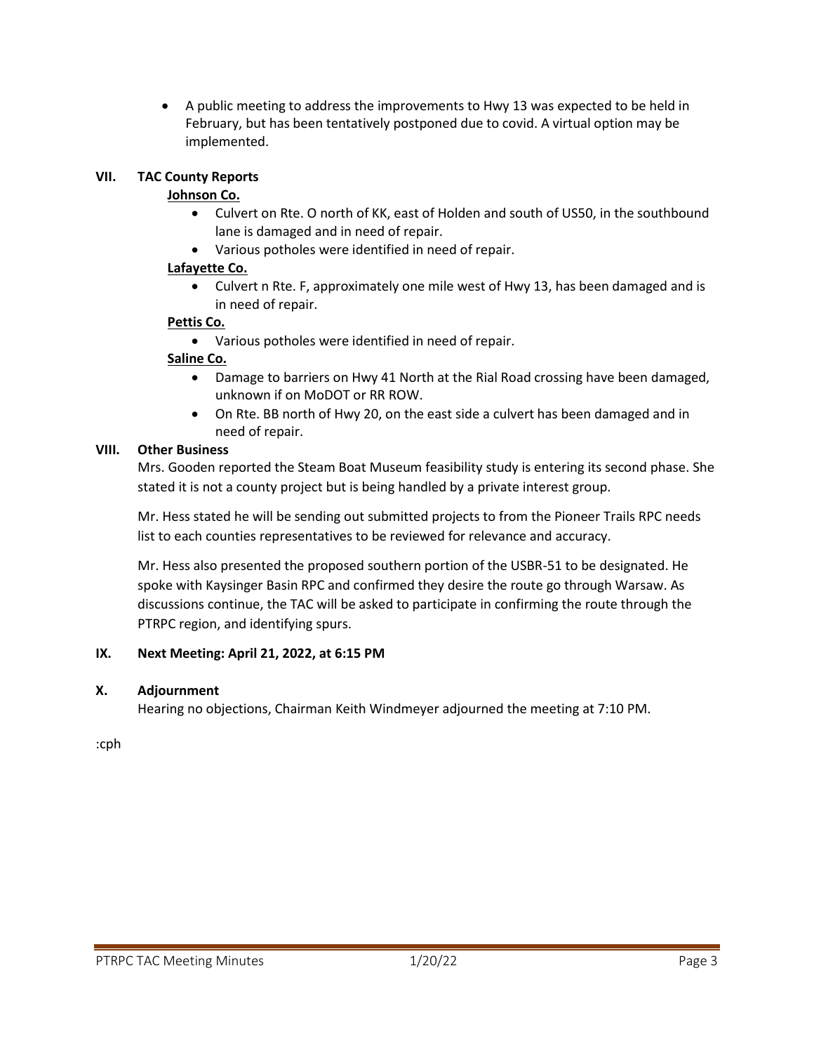- A public meeting to address the improvements to Hwy 13 was expected to be held in February, but has been tentatively postponed due to covid. A virtual option may be implemented.

## VII. TAC County Reports

**Johnson Co.**

- Culvert on Rte. O north of KK, east of Holden and south of US50, in the southbound lane is damaged and in need of repair.
- Various potholes were identified in need of repair.

**Lafayette Co.**

- Culvert n Rte. F, approximately one mile west of Hwy 13, has been damaged and is in need of repair.

**Pettis Co.**

- Various potholes were identified in need of repair.

**Saline Co.**

- Damage to barriers on Hwy 41 North at the Rial Road crossing have been damaged, unknown if on MoDOT or RR ROW.
- On Rte. BB north of Hwy 20, on the east side a culvert has been damaged and in need of repair.

## VIII. Other Business

Mrs. Gooden reported the Steam Boat Museum feasibility study is entering its second phase. She stated it is not a county project but is being handled by a private interest group.

Mr. Hess stated he will be sending out submitted projects to from the Pioneer Trails RPC needs list to each counties representatives to be reviewed for relevance and accuracy.

Mr. Hess also presented the proposed southern portion of the USBR-51 to be designated. He spoke with Kaysinger Basin RPC and confirmed they desire the route go through Warsaw. As discussions continue, the TAC will be asked to participate in confirming the route through the PTRPC region, and identifying spurs.

## IX. Next Meeting: April 21, 2022, at 6:15 PM

## X. Adjournment

Hearing no objections, Chairman Keith Windmeyer adjourned the meeting at 7:10 PM.

:cph